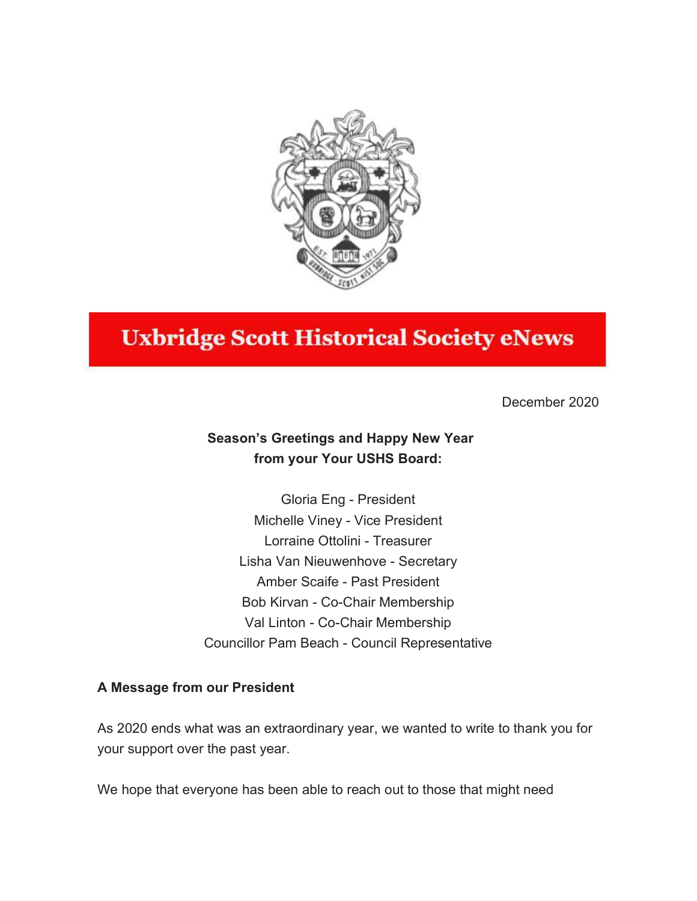# Uxbridge Scott Historical Society eNews

December 2020

**Season's Greetings and Happy New Year**
**from your Your USHS Board:**

Gloria Eng - President
Michelle Viney - Vice President
Lorraine Ottolini - Treasurer
Lisha Van Nieuwenhove - Secretary
Amber Scaife - Past President
Bob Kirvan - Co-Chair Membership
Val Linton - Co-Chair Membership
Councillor Pam Beach - Council Representative

**A Message from our President**

As 2020 ends what was an extraordinary year, we wanted to write to thank you for your support over the past year.

We hope that everyone has been able to reach out to those that might need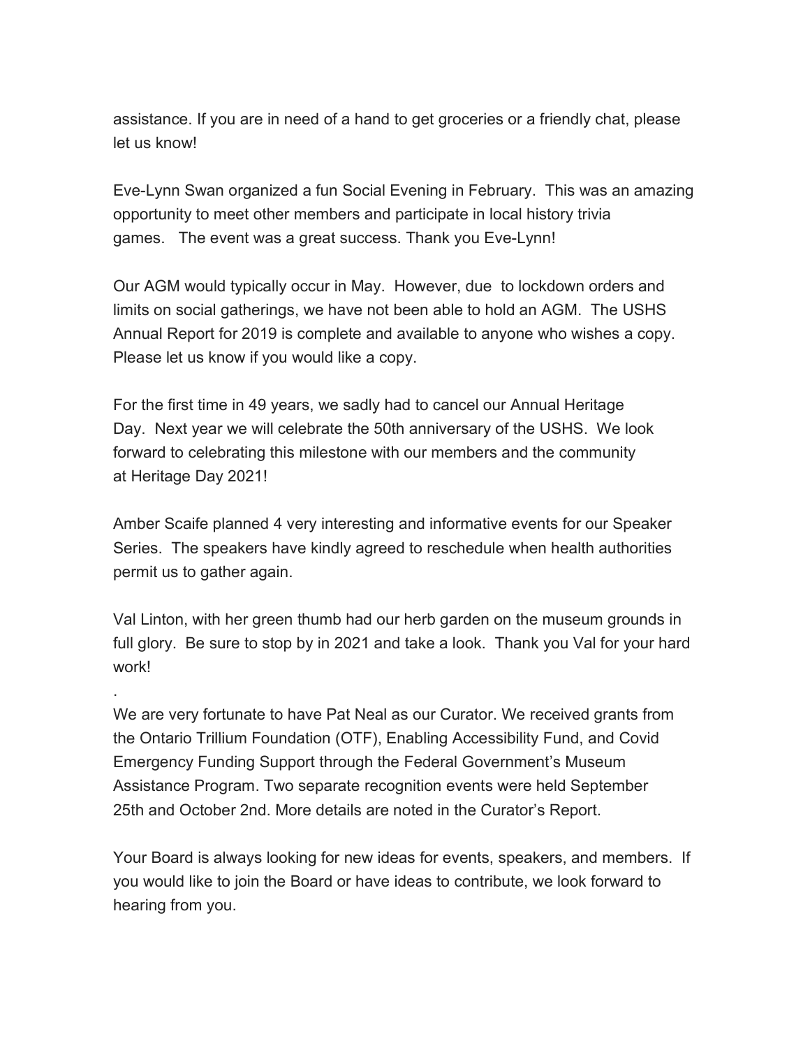assistance. If you are in need of a hand to get groceries or a friendly chat, please let us know!

Eve-Lynn Swan organized a fun Social Evening in February. This was an amazing opportunity to meet other members and participate in local history trivia games. The event was a great success. Thank you Eve-Lynn!

Our AGM would typically occur in May. However, due to lockdown orders and limits on social gatherings, we have not been able to hold an AGM. The USHS Annual Report for 2019 is complete and available to anyone who wishes a copy. Please let us know if you would like a copy.

For the first time in 49 years, we sadly had to cancel our Annual Heritage Day. Next year we will celebrate the 50th anniversary of the USHS. We look forward to celebrating this milestone with our members and the community at Heritage Day 2021!

Amber Scaife planned 4 very interesting and informative events for our Speaker Series. The speakers have kindly agreed to reschedule when health authorities permit us to gather again.

Val Linton, with her green thumb had our herb garden on the museum grounds in full glory. Be sure to stop by in 2021 and take a look. Thank you Val for your hard work!

.

We are very fortunate to have Pat Neal as our Curator. We received grants from the Ontario Trillium Foundation (OTF), Enabling Accessibility Fund, and Covid Emergency Funding Support through the Federal Government's Museum Assistance Program. Two separate recognition events were held September 25th and October 2nd. More details are noted in the Curator's Report.

Your Board is always looking for new ideas for events, speakers, and members. If you would like to join the Board or have ideas to contribute, we look forward to hearing from you.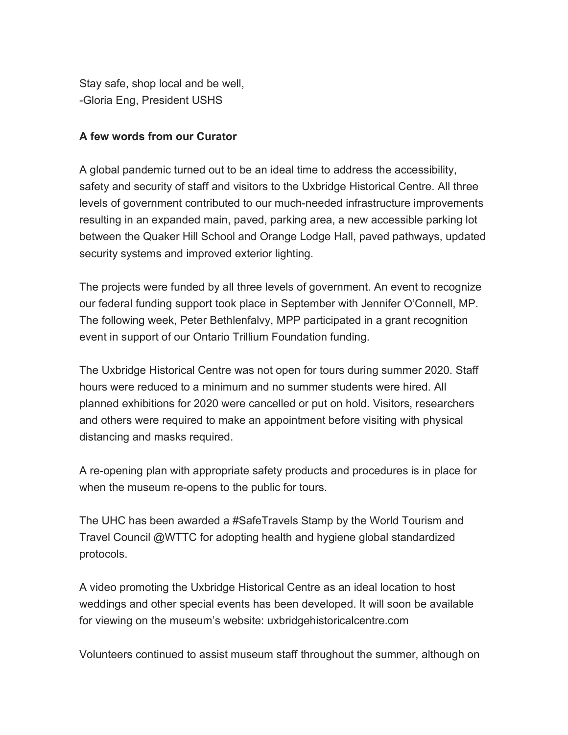Stay safe, shop local and be well,
-Gloria Eng, President USHS

**A few words from our Curator**

A global pandemic turned out to be an ideal time to address the accessibility, safety and security of staff and visitors to the Uxbridge Historical Centre. All three levels of government contributed to our much-needed infrastructure improvements resulting in an expanded main, paved, parking area, a new accessible parking lot between the Quaker Hill School and Orange Lodge Hall, paved pathways, updated security systems and improved exterior lighting.

The projects were funded by all three levels of government. An event to recognize our federal funding support took place in September with Jennifer O'Connell, MP. The following week, Peter Bethlenfalvy, MPP participated in a grant recognition event in support of our Ontario Trillium Foundation funding.

The Uxbridge Historical Centre was not open for tours during summer 2020. Staff hours were reduced to a minimum and no summer students were hired. All planned exhibitions for 2020 were cancelled or put on hold. Visitors, researchers and others were required to make an appointment before visiting with physical distancing and masks required.

A re-opening plan with appropriate safety products and procedures is in place for when the museum re-opens to the public for tours.

The UHC has been awarded a #SafeTravels Stamp by the World Tourism and Travel Council @WTTC for adopting health and hygiene global standardized protocols.

A video promoting the Uxbridge Historical Centre as an ideal location to host weddings and other special events has been developed. It will soon be available for viewing on the museum's website: uxbridgehistoricalcentre.com

Volunteers continued to assist museum staff throughout the summer, although on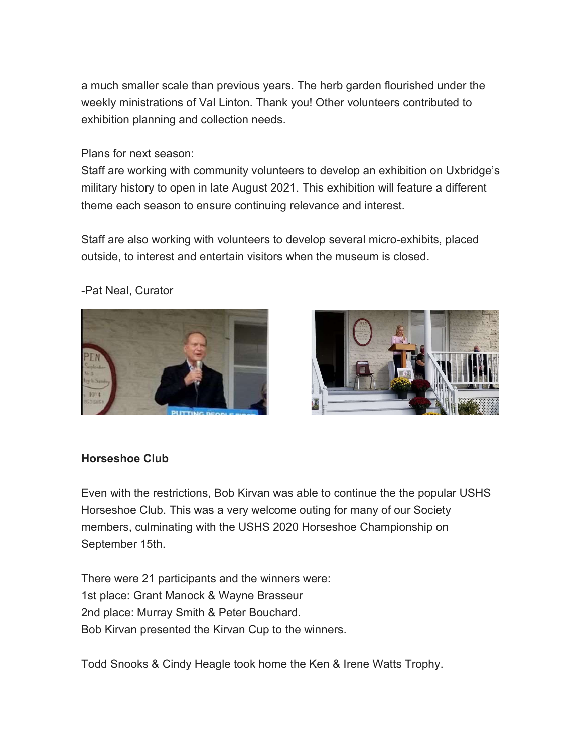a much smaller scale than previous years. The herb garden flourished under the weekly ministrations of Val Linton. Thank you! Other volunteers contributed to exhibition planning and collection needs.

Plans for next season:
Staff are working with community volunteers to develop an exhibition on Uxbridge's military history to open in late August 2021. This exhibition will feature a different theme each season to ensure continuing relevance and interest.

Staff are also working with volunteers to develop several micro-exhibits, placed outside, to interest and entertain visitors when the museum is closed.

-Pat Neal, Curator

**Horseshoe Club**

Even with the restrictions, Bob Kirvan was able to continue the the popular USHS Horseshoe Club. This was a very welcome outing for many of our Society members, culminating with the USHS 2020 Horseshoe Championship on September 15th.

There were 21 participants and the winners were:
1st place: Grant Manock & Wayne Brasseur
2nd place: Murray Smith & Peter Bouchard.
Bob Kirvan presented the Kirvan Cup to the winners.

Todd Snooks & Cindy Heagle took home the Ken & Irene Watts Trophy.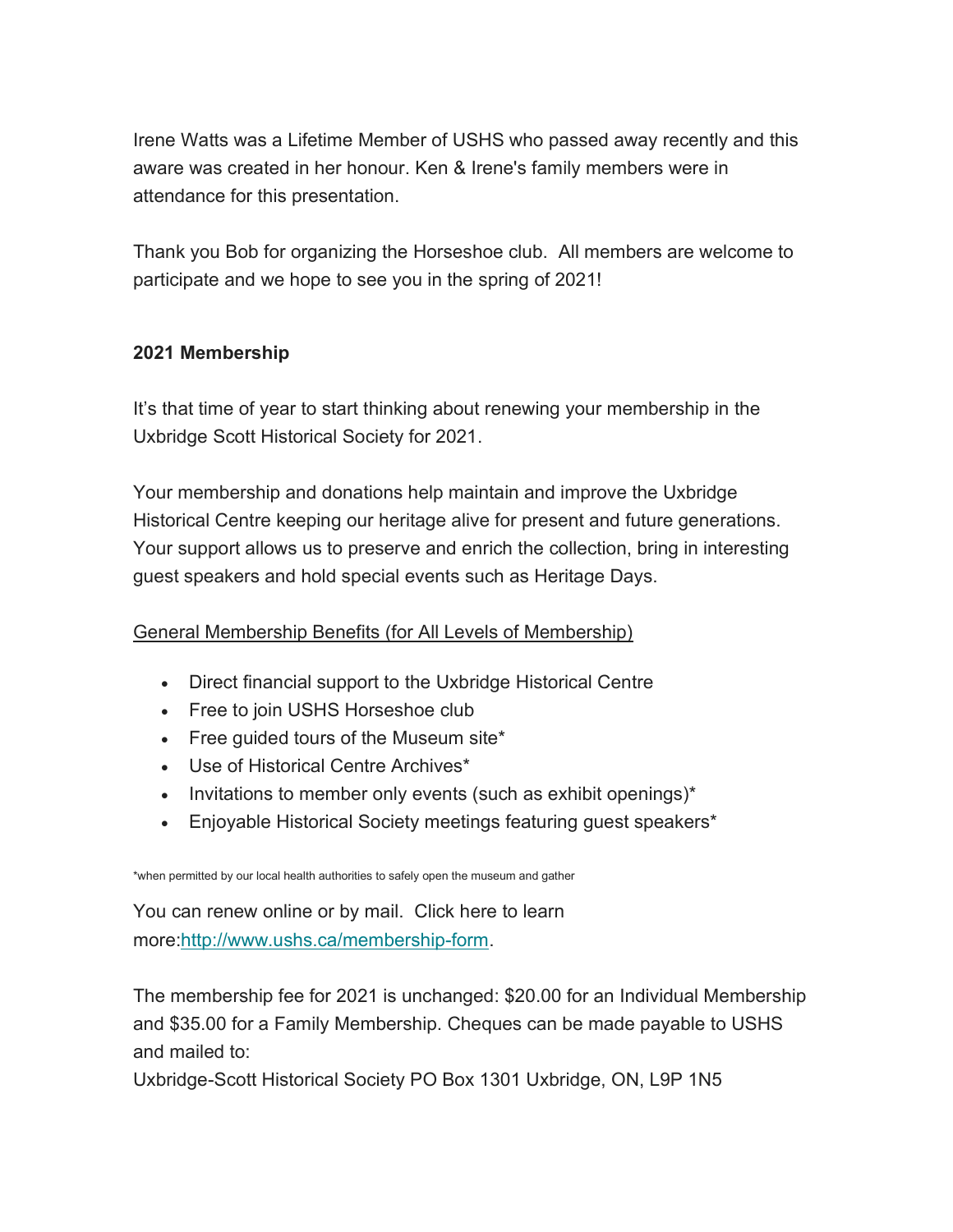Irene Watts was a Lifetime Member of USHS who passed away recently and this aware was created in her honour. Ken & Irene's family members were in attendance for this presentation.

Thank you Bob for organizing the Horseshoe club. All members are welcome to participate and we hope to see you in the spring of 2021!

**2021 Membership**

It's that time of year to start thinking about renewing your membership in the Uxbridge Scott Historical Society for 2021.

Your membership and donations help maintain and improve the Uxbridge Historical Centre keeping our heritage alive for present and future generations. Your support allows us to preserve and enrich the collection, bring in interesting guest speakers and hold special events such as Heritage Days.

<u>General Membership Benefits (for All Levels of Membership)</u>

- Direct financial support to the Uxbridge Historical Centre
- Free to join USHS Horseshoe club
- Free guided tours of the Museum site*
- Use of Historical Centre Archives*
- Invitations to member only events (such as exhibit openings)*
- Enjoyable Historical Society meetings featuring guest speakers*

*when permitted by our local health authorities to safely open the museum and gather

You can renew online or by mail. Click here to learn more:[http://www.ushs.ca/membership-form](http://www.ushs.ca/membership-form).

The membership fee for 2021 is unchanged: $20.00 for an Individual Membership and $35.00 for a Family Membership. Cheques can be made payable to USHS and mailed to:
Uxbridge-Scott Historical Society PO Box 1301 Uxbridge, ON, L9P 1N5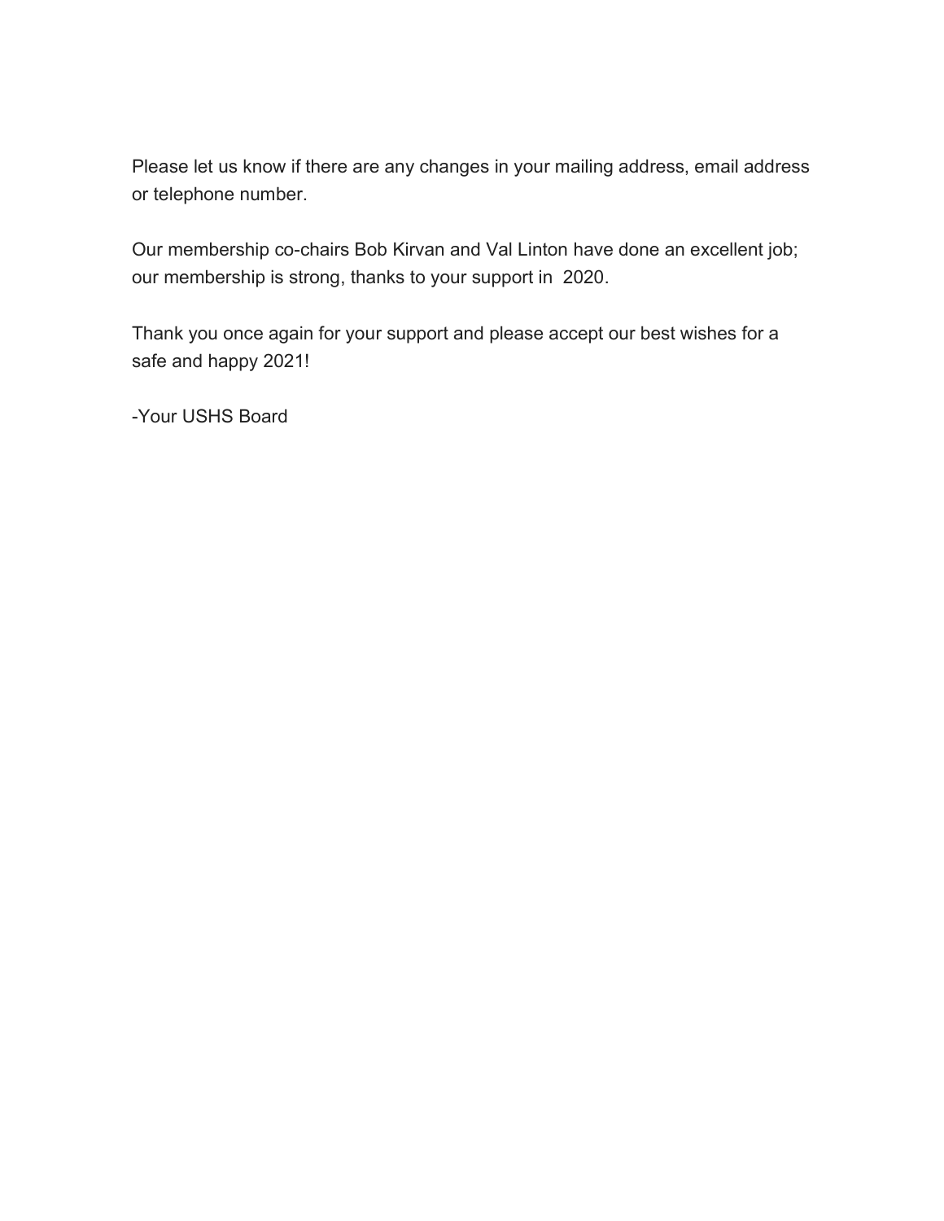Please let us know if there are any changes in your mailing address, email address or telephone number.

Our membership co-chairs Bob Kirvan and Val Linton have done an excellent job; our membership is strong, thanks to your support in 2020.

Thank you once again for your support and please accept our best wishes for a safe and happy 2021!

-Your USHS Board